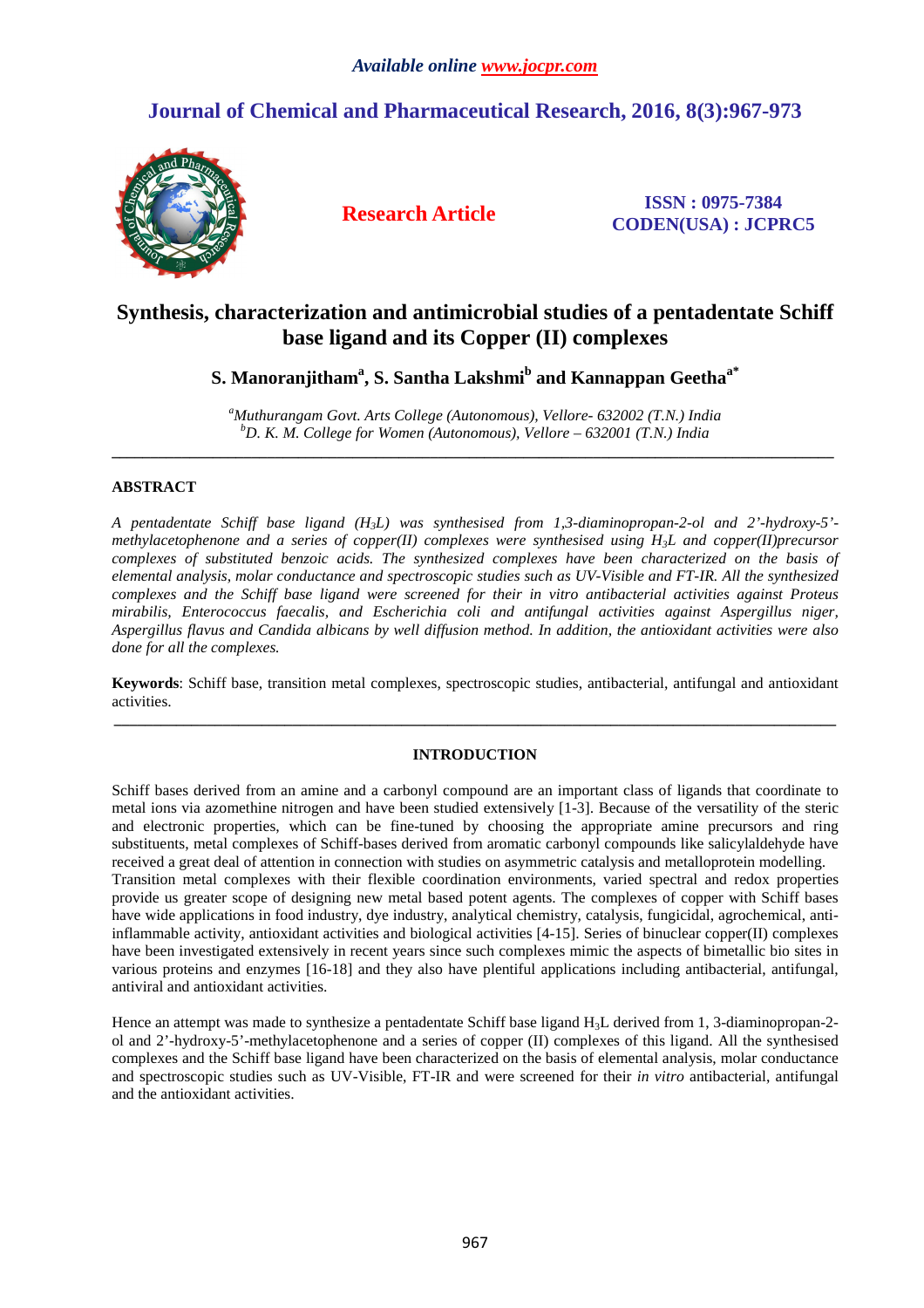# Synthesis, characterization and antimicrobial studies of a pentadentate Schiff base ligand and its Copper (II) complexes

**S. Manoranjitham[a], S. Santha Lakshmi[b] and Kannappan Geetha[a*]**

*[a]Muthurangam Govt. Arts College (Autonomous), Vellore- 632002 (T.N.) India*
*[b]D. K. M. College for Women (Autonomous), Vellore – 632001 (T.N.) India*

---

## ABSTRACT

*A pentadentate Schiff base ligand ($H_3L$) was synthesised from 1,3-diaminopropan-2-ol and 2'-hydroxy-5'-methylacetophenone and a series of copper(II) complexes were synthesised using $H_3L$ and copper(II)precursor complexes of substituted benzoic acids. The synthesized complexes have been characterized on the basis of elemental analysis, molar conductance and spectroscopic studies such as UV-Visible and FT-IR. All the synthesized complexes and the Schiff base ligand were screened for their in vitro antibacterial activities against Proteus mirabilis, Enterococcus faecalis, and Escherichia coli and antifungal activities against Aspergillus niger, Aspergillus flavus and Candida albicans by well diffusion method. In addition, the antioxidant activities were also done for all the complexes.*

**Keywords**: Schiff base, transition metal complexes, spectroscopic studies, antibacterial, antifungal and antioxidant activities.

---

## INTRODUCTION

Schiff bases derived from an amine and a carbonyl compound are an important class of ligands that coordinate to metal ions via azomethine nitrogen and have been studied extensively [1-3]. Because of the versatility of the steric and electronic properties, which can be fine-tuned by choosing the appropriate amine precursors and ring substituents, metal complexes of Schiff-bases derived from aromatic carbonyl compounds like salicylaldehyde have received a great deal of attention in connection with studies on asymmetric catalysis and metalloprotein modelling. Transition metal complexes with their flexible coordination environments, varied spectral and redox properties provide us greater scope of designing new metal based potent agents. The complexes of copper with Schiff bases have wide applications in food industry, dye industry, analytical chemistry, catalysis, fungicidal, agrochemical, anti-inflammable activity, antioxidant activities and biological activities [4-15]. Series of binuclear copper(II) complexes have been investigated extensively in recent years since such complexes mimic the aspects of bimetallic bio sites in various proteins and enzymes [16-18] and they also have plentiful applications including antibacterial, antifungal, antiviral and antioxidant activities.

Hence an attempt was made to synthesize a pentadentate Schiff base ligand $H_3L$ derived from 1, 3-diaminopropan-2-ol and 2'-hydroxy-5'-methylacetophenone and a series of copper (II) complexes of this ligand. All the synthesised complexes and the Schiff base ligand have been characterized on the basis of elemental analysis, molar conductance and spectroscopic studies such as UV-Visible, FT-IR and were screened for their *in vitro* antibacterial, antifungal and the antioxidant activities.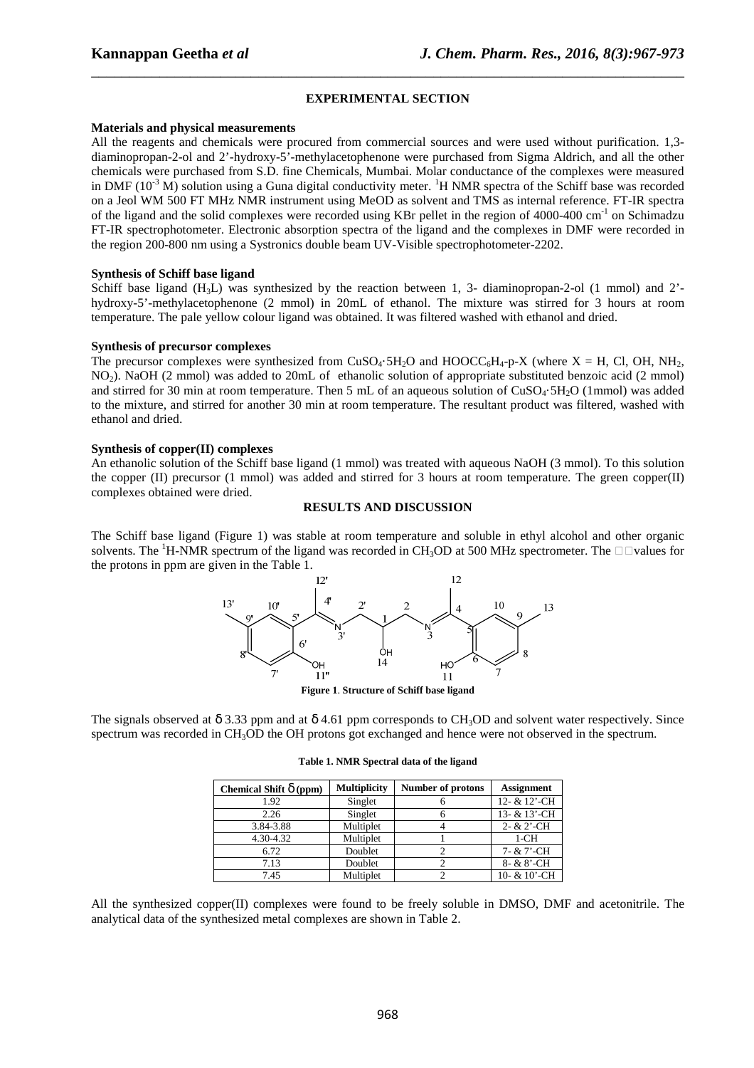## EXPERIMENTAL SECTION

### Materials and physical measurements

All the reagents and chemicals were procured from commercial sources and were used without purification. 1,3-diaminopropan-2-ol and 2'-hydroxy-5'-methylacetophenone were purchased from Sigma Aldrich, and all the other chemicals were purchased from S.D. fine Chemicals, Mumbai. Molar conductance of the complexes were measured in DMF ($10^{-3}$ M) solution using a Guna digital conductivity meter. $^{1}$H NMR spectra of the Schiff base was recorded on a Jeol WM 500 FT MHz NMR instrument using MeOD as solvent and TMS as internal reference. FT-IR spectra of the ligand and the solid complexes were recorded using KBr pellet in the region of 4000-400 cm$^{-1}$ on Schimadzu FT-IR spectrophotometer. Electronic absorption spectra of the ligand and the complexes in DMF were recorded in the region 200-800 nm using a Systronics double beam UV-Visible spectrophotometer-2202.

### Synthesis of Schiff base ligand

Schiff base ligand ($H_3L$) was synthesized by the reaction between 1, 3- diaminopropan-2-ol (1 mmol) and 2'-hydroxy-5'-methylacetophenone (2 mmol) in 20mL of ethanol. The mixture was stirred for 3 hours at room temperature. The pale yellow colour ligand was obtained. It was filtered washed with ethanol and dried.

### Synthesis of precursor complexes

The precursor complexes were synthesized from $CuSO_4{\cdot}5H_2O$ and $HOOCC_6H_4$-p-X (where X = H, Cl, OH, $NH_2$, $NO_2$). NaOH (2 mmol) was added to 20mL of ethanolic solution of appropriate substituted benzoic acid (2 mmol) and stirred for 30 min at room temperature. Then 5 mL of an aqueous solution of $CuSO_4{\cdot}5H_2O$ (1mmol) was added to the mixture, and stirred for another 30 min at room temperature. The resultant product was filtered, washed with ethanol and dried.

### Synthesis of copper(II) complexes

An ethanolic solution of the Schiff base ligand (1 mmol) was treated with aqueous NaOH (3 mmol). To this solution the copper (II) precursor (1 mmol) was added and stirred for 3 hours at room temperature. The green copper(II) complexes obtained were dried.

## RESULTS AND DISCUSSION

The Schiff base ligand (Figure 1) was stable at room temperature and soluble in ethyl alcohol and other organic solvents. The $^{1}$H-NMR spectrum of the ligand was recorded in $CH_3OD$ at 500 MHz spectrometer. The $\delta$ values for the protons in ppm are given in the Table 1.

**Figure 1. Structure of Schiff base ligand**

The signals observed at δ 3.33 ppm and at δ 4.61 ppm corresponds to $CH_3OD$ and solvent water respectively. Since spectrum was recorded in $CH_3OD$ the OH protons got exchanged and hence were not observed in the spectrum.

**Table 1. NMR Spectral data of the ligand**

| Chemical Shift δ (ppm) | Multiplicity | Number of protons | Assignment |
|---|---|---|---|
| 1.92 | Singlet | 6 | 12- & 12'-CH |
| 2.26 | Singlet | 6 | 13- & 13'-CH |
| 3.84-3.88 | Multiplet | 4 | 2- & 2'-CH |
| 4.30-4.32 | Multiplet | 1 | 1-CH |
| 6.72 | Doublet | 2 | 7- & 7'-CH |
| 7.13 | Doublet | 2 | 8- & 8'-CH |
| 7.45 | Multiplet | 2 | 10- & 10'-CH |

All the synthesized copper(II) complexes were found to be freely soluble in DMSO, DMF and acetonitrile. The analytical data of the synthesized metal complexes are shown in Table 2.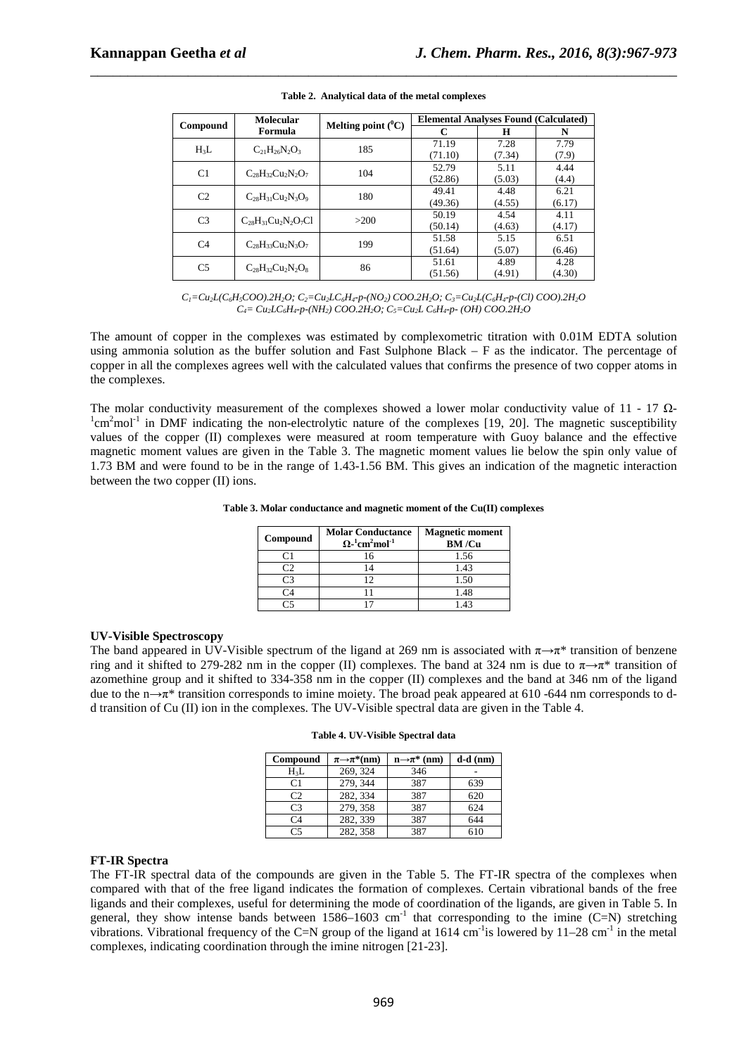**Table 2. Analytical data of the metal complexes**

| Compound | Molecular Formula | Melting point ($^0$C) | Elemental Analyses Found (Calculated) | | |
|---|---|---|---|---|---|
| | | | C | H | N |
| $H_3L$ | $C_{21}H_{26}N_2O_3$ | 185 | 71.19 (71.10) | 7.28 (7.34) | 7.79 (7.9) |
| C1 | $C_{28}H_{32}Cu_2N_2O_7$ | 104 | 52.79 (52.86) | 5.11 (5.03) | 4.44 (4.4) |
| C2 | $C_{28}H_{31}Cu_2N_3O_9$ | 180 | 49.41 (49.36) | 4.48 (4.55) | 6.21 (6.17) |
| C3 | $C_{28}H_{31}Cu_2N_2O_7Cl$ | >200 | 50.19 (50.14) | 4.54 (4.63) | 4.11 (4.17) |
| C4 | $C_{28}H_{33}Cu_2N_3O_7$ | 199 | 51.58 (51.64) | 5.15 (5.07) | 6.51 (6.46) |
| C5 | $C_{28}H_{32}Cu_2N_2O_8$ | 86 | 51.61 (51.56) | 4.89 (4.91) | 4.28 (4.30) |

*$C_1=Cu_2L(C_6H_5COO).2H_2O$; $C_2=Cu_2LC_6H_4$-p-$(NO_2)$ $COO.2H_2O$; $C_3=Cu_2L(C_6H_4$-p-$(Cl)$ $COO).2H_2O$*
*$C_4= Cu_2LC_6H_4$-p-$(NH_2)$ $COO.2H_2O$; $C_5=Cu_2L$ $C_6H_4$-p- $(OH)$ $COO.2H_2O$*

The amount of copper in the complexes was estimated by complexometric titration with 0.01M EDTA solution using ammonia solution as the buffer solution and Fast Sulphone Black – F as the indicator. The percentage of copper in all the complexes agrees well with the calculated values that confirms the presence of two copper atoms in the complexes.

The molar conductivity measurement of the complexes showed a lower molar conductivity value of 11 - 17 $\Omega^{-1}cm^2mol^{-1}$ in DMF indicating the non-electrolytic nature of the complexes [19, 20]. The magnetic susceptibility values of the copper (II) complexes were measured at room temperature with Guoy balance and the effective magnetic moment values are given in the Table 3. The magnetic moment values lie below the spin only value of 1.73 BM and were found to be in the range of 1.43-1.56 BM. This gives an indication of the magnetic interaction between the two copper (II) ions.

**Table 3. Molar conductance and magnetic moment of the Cu(II) complexes**

| Compound | Molar Conductance $\Omega^{-1}cm^2mol^{-1}$ | Magnetic moment BM /Cu |
|---|---|---|
| C1 | 16 | 1.56 |
| C2 | 14 | 1.43 |
| C3 | 12 | 1.50 |
| C4 | 11 | 1.48 |
| C5 | 17 | 1.43 |

### UV-Visible Spectroscopy

The band appeared in UV-Visible spectrum of the ligand at 269 nm is associated with $\pi\rightarrow\pi^*$ transition of benzene ring and it shifted to 279-282 nm in the copper (II) complexes. The band at 324 nm is due to $\pi\rightarrow\pi^*$ transition of azomethine group and it shifted to 334-358 nm in the copper (II) complexes and the band at 346 nm of the ligand due to the $n\rightarrow\pi^*$ transition corresponds to imine moiety. The broad peak appeared at 610 -644 nm corresponds to d-d transition of Cu (II) ion in the complexes. The UV-Visible spectral data are given in the Table 4.

**Table 4. UV-Visible Spectral data**

| Compound | $\pi\rightarrow\pi^*$(nm) | $n\rightarrow\pi^*$ (nm) | d-d (nm) |
|---|---|---|---|
| $H_3L$ | 269, 324 | 346 | - |
| C1 | 279, 344 | 387 | 639 |
| C2 | 282, 334 | 387 | 620 |
| C3 | 279, 358 | 387 | 624 |
| C4 | 282, 339 | 387 | 644 |
| C5 | 282, 358 | 387 | 610 |

### FT-IR Spectra

The FT-IR spectral data of the compounds are given in the Table 5. The FT-IR spectra of the complexes when compared with that of the free ligand indicates the formation of complexes. Certain vibrational bands of the free ligands and their complexes, useful for determining the mode of coordination of the ligands, are given in Table 5. In general, they show intense bands between 1586–1603 $cm^{-1}$ that corresponding to the imine (C=N) stretching vibrations. Vibrational frequency of the C=N group of the ligand at 1614 $cm^{-1}$is lowered by 11–28 $cm^{-1}$ in the metal complexes, indicating coordination through the imine nitrogen [21-23].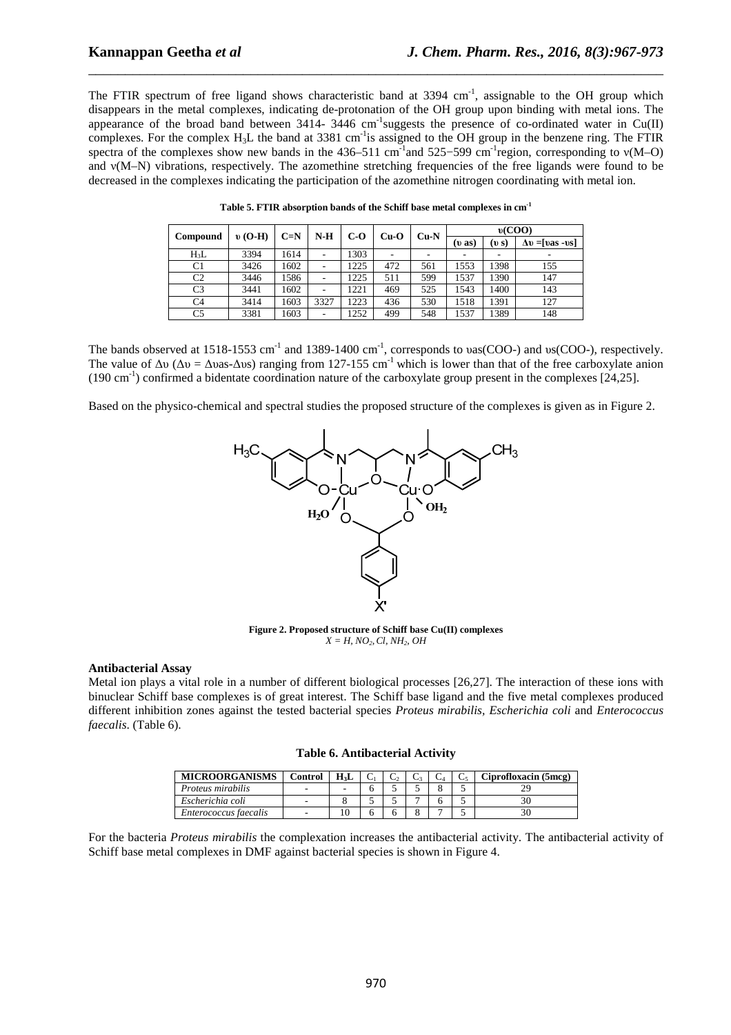The FTIR spectrum of free ligand shows characteristic band at 3394 $cm^{-1}$, assignable to the OH group which disappears in the metal complexes, indicating de-protonation of the OH group upon binding with metal ions. The appearance of the broad band between 3414- 3446 $cm^{-1}$suggests the presence of co-ordinated water in Cu(II) complexes. For the complex $H_3L$ the band at 3381 $cm^{-1}$is assigned to the OH group in the benzene ring. The FTIR spectra of the complexes show new bands in the 436–511 $cm^{-1}$and 525−599 $cm^{-1}$region, corresponding to ν(M–O) and ν(M–N) vibrations, respectively. The azomethine stretching frequencies of the free ligands were found to be decreased in the complexes indicating the participation of the azomethine nitrogen coordinating with metal ion.

**Table 5. FTIR absorption bands of the Schiff base metal complexes in $cm^{-1}$**

| Compound | υ (O-H) | C=N | N-H | C-O | Cu-O | Cu-N | υ(COO) | | |
|---|---|---|---|---|---|---|---|---|---|
| | | | | | | | (υ as) | (υ s) | Δυ =[υas -υs] |
| $H_3L$ | 3394 | 1614 | - | 1303 | - | - | - | - | - |
| C1 | 3426 | 1602 | - | 1225 | 472 | 561 | 1553 | 1398 | 155 |
| C2 | 3446 | 1586 | - | 1225 | 511 | 599 | 1537 | 1390 | 147 |
| C3 | 3441 | 1602 | - | 1221 | 469 | 525 | 1543 | 1400 | 143 |
| C4 | 3414 | 1603 | 3327 | 1223 | 436 | 530 | 1518 | 1391 | 127 |
| C5 | 3381 | 1603 | - | 1252 | 499 | 548 | 1537 | 1389 | 148 |

The bands observed at 1518-1553 $cm^{-1}$ and 1389-1400 $cm^{-1}$, corresponds to υas(COO-) and υs(COO-), respectively. The value of Δυ (Δυ = Δυas-Δυs) ranging from 127-155 $cm^{-1}$ which is lower than that of the free carboxylate anion (190 $cm^{-1}$) confirmed a bidentate coordination nature of the carboxylate group present in the complexes [24,25].

Based on the physico-chemical and spectral studies the proposed structure of the complexes is given as in Figure 2.

**Figure 2. Proposed structure of Schiff base Cu(II) complexes**
*X = H, $NO_2$, Cl, $NH_2$, OH*

**Antibacterial Assay**

Metal ion plays a vital role in a number of different biological processes [26,27]. The interaction of these ions with binuclear Schiff base complexes is of great interest. The Schiff base ligand and the five metal complexes produced different inhibition zones against the tested bacterial species *Proteus mirabilis*, *Escherichia coli* and *Enterococcus faecalis*. (Table 6).

**Table 6. Antibacterial Activity**

| MICROORGANISMS | Control | $H_3L$ | $C_1$ | $C_2$ | $C_3$ | $C_4$ | $C_5$ | Ciprofloxacin (5mcg) |
|---|---|---|---|---|---|---|---|---|
| *Proteus mirabilis* | - | - | 6 | 5 | 5 | 8 | 5 | 29 |
| *Escherichia coli* | - | 8 | 5 | 5 | 7 | 6 | 5 | 30 |
| *Enterococcus faecalis* | - | 10 | 6 | 6 | 8 | 7 | 5 | 30 |

For the bacteria *Proteus mirabilis* the complexation increases the antibacterial activity. The antibacterial activity of Schiff base metal complexes in DMF against bacterial species is shown in Figure 4.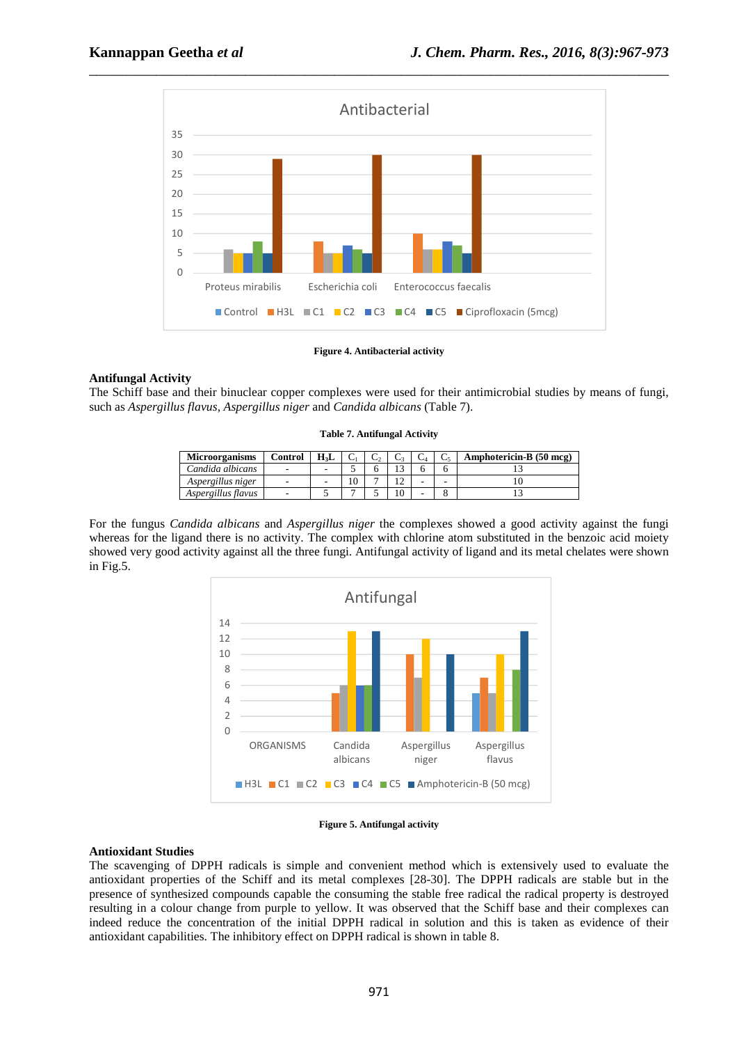Figure 4. Antibacterial activity

### Antifungal Activity

The Schiff base and their binuclear copper complexes were used for their antimicrobial studies by means of fungi, such as *Aspergillus flavus, Aspergillus niger* and *Candida albicans* (Table 7).

**Table 7. Antifungal Activity**

| Microorganisms | Control | $H_3L$ | $C_1$ | $C_2$ | $C_3$ | $C_4$ | $C_5$ | Amphotericin-B (50 mcg) |
|---|---|---|---|---|---|---|---|---|
| *Candida albicans* | - | - | 5 | 6 | 13 | 6 | 6 | 13 |
| *Aspergillus niger* | - | - | 10 | 7 | 12 | - | - | 10 |
| *Aspergillus flavus* | - | 5 | 7 | 5 | 10 | - | 8 | 13 |

For the fungus *Candida albicans* and *Aspergillus niger* the complexes showed a good activity against the fungi whereas for the ligand there is no activity. The complex with chlorine atom substituted in the benzoic acid moiety showed very good activity against all the three fungi. Antifungal activity of ligand and its metal chelates were shown in Fig.5.

Figure 5. Antifungal activity

### Antioxidant Studies

The scavenging of DPPH radicals is simple and convenient method which is extensively used to evaluate the antioxidant properties of the Schiff and its metal complexes [28-30]. The DPPH radicals are stable but in the presence of synthesized compounds capable the consuming the stable free radical the radical property is destroyed resulting in a colour change from purple to yellow. It was observed that the Schiff base and their complexes can indeed reduce the concentration of the initial DPPH radical in solution and this is taken as evidence of their antioxidant capabilities. The inhibitory effect on DPPH radical is shown in table 8.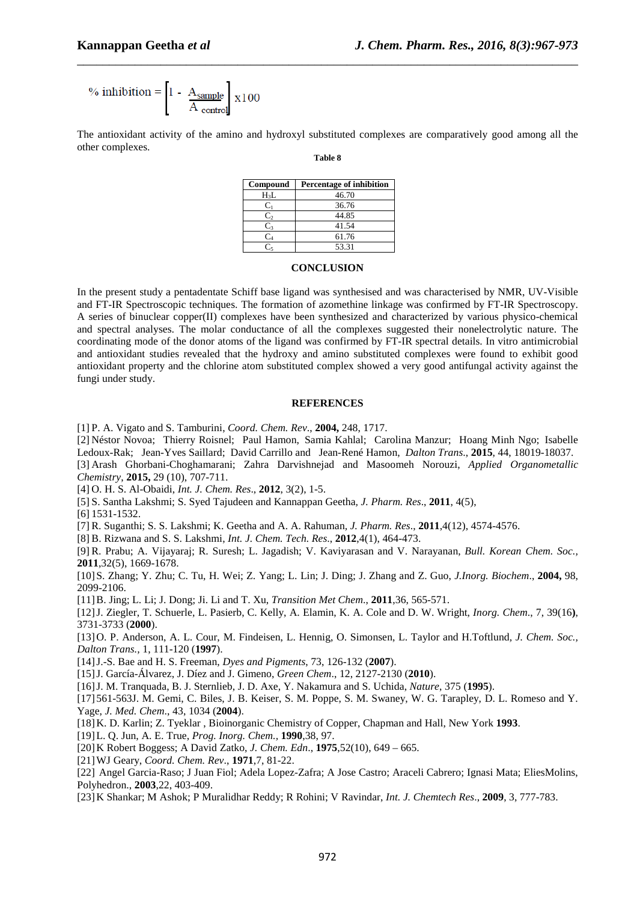$$\% \text{ inhibition} = \left[1 - \frac{A_{sample}}{A_{control}}\right] \times 100$$

The antioxidant activity of the amino and hydroxyl substituted complexes are comparatively good among all the other complexes.

**Table 8**

| Compound | Percentage of inhibition |
|---|---|
| $H_3L$ | 46.70 |
| $C_1$ | 36.76 |
| $C_2$ | 44.85 |
| $C_3$ | 41.54 |
| $C_4$ | 61.76 |
| $C_5$ | 53.31 |

## CONCLUSION

In the present study a pentadentate Schiff base ligand was synthesised and was characterised by NMR, UV-Visible and FT-IR Spectroscopic techniques. The formation of azomethine linkage was confirmed by FT-IR Spectroscopy. A series of binuclear copper(II) complexes have been synthesized and characterized by various physico-chemical and spectral analyses. The molar conductance of all the complexes suggested their nonelectrolytic nature. The coordinating mode of the donor atoms of the ligand was confirmed by FT-IR spectral details. In vitro antimicrobial and antioxidant studies revealed that the hydroxy and amino substituted complexes were found to exhibit good antioxidant property and the chlorine atom substituted complex showed a very good antifungal activity against the fungi under study.

## REFERENCES

[1] P. A. Vigato and S. Tamburini, *Coord. Chem. Rev*., **2004,** 248, 1717.

[2] Néstor Novoa; Thierry Roisnel; Paul Hamon, Samia Kahlal; Carolina Manzur; Hoang Minh Ngo; Isabelle Ledoux-Rak; Jean-Yves Saillard; David Carrillo and Jean-René Hamon, *Dalton Trans*., **2015**, 44, 18019-18037.

[3] Arash Ghorbani-Choghamarani; Zahra Darvishnejad and Masoomeh Norouzi, *Applied Organometallic Chemistry,* **2015,** 29 (10), 707-711.

[4] O. H. S. Al-Obaidi, *Int. J. Chem. Res*., **2012**, 3(2), 1-5.

[5] S. Santha Lakshmi; S. Syed Tajudeen and Kannappan Geetha, *J. Pharm. Res*., **2011**, 4(5),

[6] 1531-1532.

[7] R. Suganthi; S. S. Lakshmi; K. Geetha and A. A. Rahuman, *J. Pharm. Res*., **2011**,4(12), 4574-4576.

[8] B. Rizwana and S. S. Lakshmi, *Int. J. Chem. Tech. Res*., **2012**,4(1), 464-473.

[9] R. Prabu; A. Vijayaraj; R. Suresh; L. Jagadish; V. Kaviyarasan and V. Narayanan, *Bull. Korean Chem. Soc.,* **2011**,32(5), 1669-1678.

[10] S. Zhang; Y. Zhu; C. Tu, H. Wei; Z. Yang; L. Lin; J. Ding; J. Zhang and Z. Guo, *J.Inorg. Biochem*., **2004,** 98, 2099-2106.

[11] B. Jing; L. Li; J. Dong; Ji. Li and T. Xu, *Transition Met Chem*., **2011**,36, 565-571.

[12] J. Ziegler, T. Schuerle, L. Pasierb, C. Kelly, A. Elamin, K. A. Cole and D. W. Wright, *Inorg. Chem*., 7, 39(16**)**, 3731-3733 (**2000**).

[13] O. P. Anderson, A. L. Cour, M. Findeisen, L. Hennig, O. Simonsen, L. Taylor and H.Toftlund, *J. Chem. Soc., Dalton Trans.*, 1, 111-120 (**1997**).

[14] J.-S. Bae and H. S. Freeman, *Dyes and Pigments*, 73, 126-132 (**2007**).

[15] J. García-Álvarez, J. Díez and J. Gimeno, *Green Chem*., 12, 2127-2130 (**2010**).

[16] J. M. Tranquada, B. J. Sternlieb, J. D. Axe, Y. Nakamura and S. Uchida, *Nature*, 375 (**1995**).

[17] 561-563J. M. Gemi, C. Biles, J. B. Keiser, S. M. Poppe, S. M. Swaney, W. G. Tarapley, D. L. Romeso and Y. Yage, *J. Med. Chem*., 43, 1034 (**2004**).

[18] K. D. Karlin; Z. Tyeklar , Bioinorganic Chemistry of Copper, Chapman and Hall, New York **1993**.

[19] L. Q. Jun, A. E. True, *Prog. Inorg. Chem.*, **1990**,38, 97.

[20] K Robert Boggess; A David Zatko, *J. Chem. Edn*., **1975**,52(10), 649 – 665.

[21] WJ Geary, *Coord. Chem. Rev*., **1971**,7, 81-22.

[22] Angel Garcia-Raso; J Juan Fiol; Adela Lopez-Zafra; A Jose Castro; Araceli Cabrero; Ignasi Mata; EliesMolins, Polyhedron., **2003**,22, 403-409.

[23] K Shankar; M Ashok; P Muralidhar Reddy; R Rohini; V Ravindar, *Int. J. Chemtech Res*., **2009**, 3, 777-783.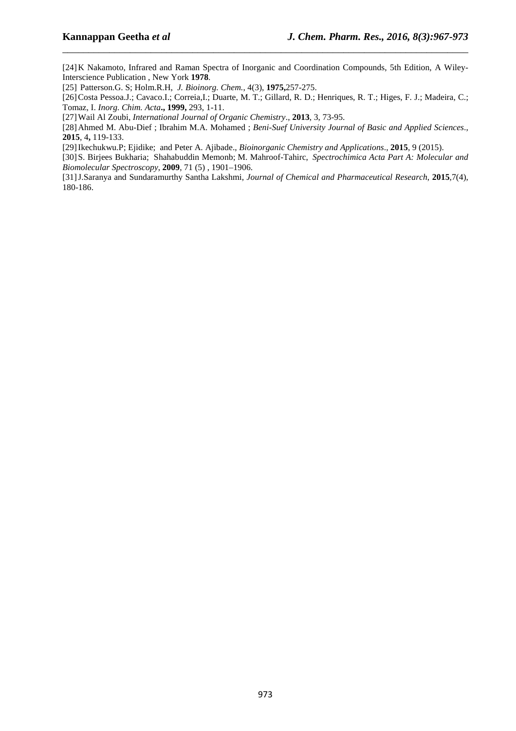[24] K Nakamoto, Infrared and Raman Spectra of Inorganic and Coordination Compounds, 5th Edition, A Wiley-Interscience Publication , New York **1978**.

[25] Patterson.G. S; Holm.R.H, *J. Bioinorg. Chem.*, 4(3), **1975,**257-275.

[26] Costa Pessoa.J.; Cavaco.I.; Correia,I.; Duarte, M. T.; Gillard, R. D.; Henriques, R. T.; Higes, F. J.; Madeira, C.; Tomaz, I. *Inorg. Chim. Acta***., 1999,** 293, 1-11.

[27] Wail Al Zoubi, *International Journal of Organic Chemistry*., **2013**, 3, 73-95.

[28] Ahmed M. Abu-Dief ; Ibrahim M.A. Mohamed ; *Beni-Suef University Journal of Basic and Applied Sciences*., **2015**, 4**,** 119-133.

[29] Ikechukwu.P; Ejidike; and Peter A. Ajibade., *Bioinorganic Chemistry and Applications*., **2015**, 9 (2015).

[30] S. Birjees Bukharia; Shahabuddin Memonb; M. Mahroof-Tahirc, *Spectrochimica Acta Part A: Molecular and Biomolecular Spectroscopy*, **2009**, 71 (5) , 1901–1906.

[31] J.Saranya and Sundaramurthy Santha Lakshmi, *Journal of Chemical and Pharmaceutical Research*, **2015**,7(4), 180-186.